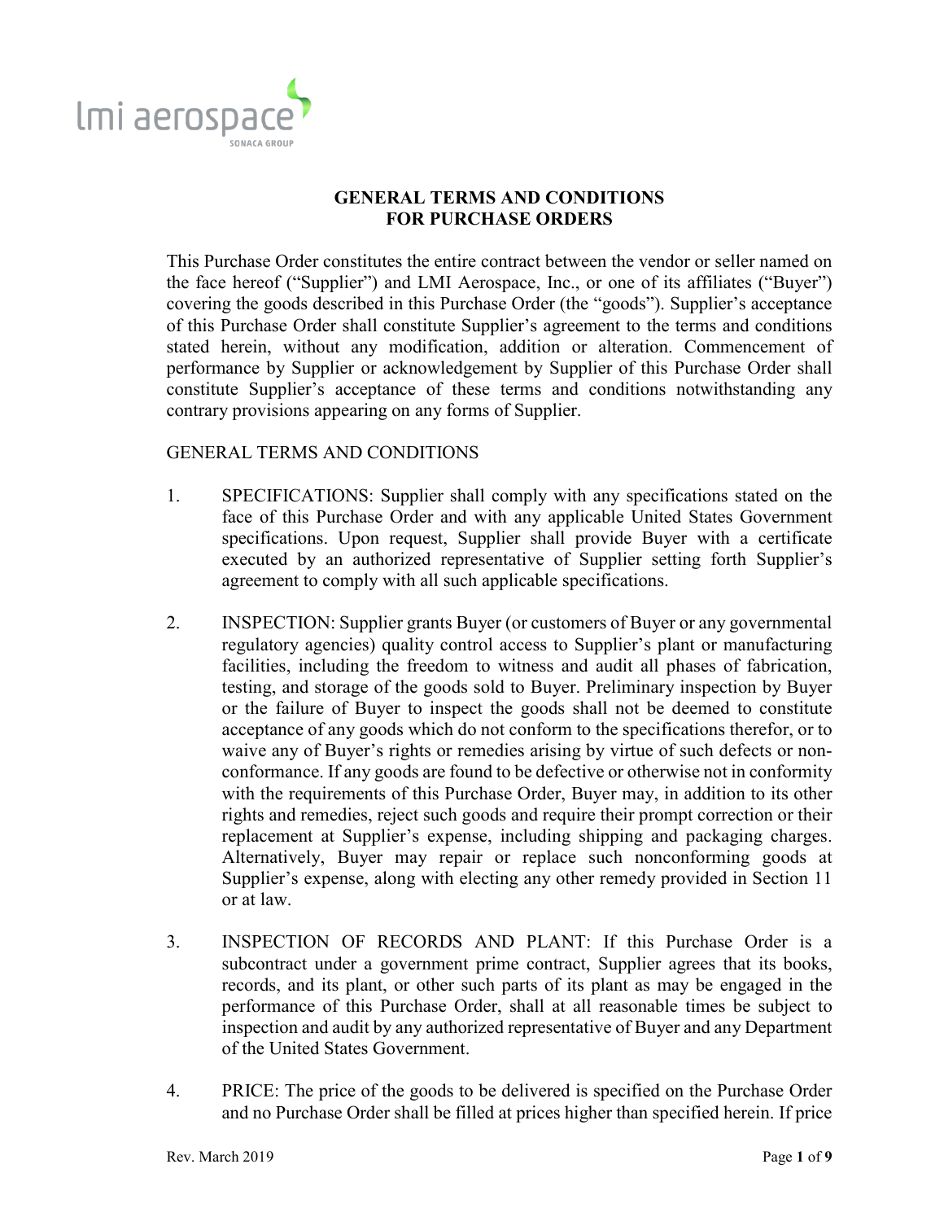# GENERAL TERMS AND CONDITIONS
# FOR PURCHASE ORDERS

This Purchase Order constitutes the entire contract between the vendor or seller named on the face hereof ("Supplier") and LMI Aerospace, Inc., or one of its affiliates ("Buyer") covering the goods described in this Purchase Order (the "goods"). Supplier's acceptance of this Purchase Order shall constitute Supplier's agreement to the terms and conditions stated herein, without any modification, addition or alteration. Commencement of performance by Supplier or acknowledgement by Supplier of this Purchase Order shall constitute Supplier's acceptance of these terms and conditions notwithstanding any contrary provisions appearing on any forms of Supplier.

GENERAL TERMS AND CONDITIONS

1. SPECIFICATIONS: Supplier shall comply with any specifications stated on the face of this Purchase Order and with any applicable United States Government specifications. Upon request, Supplier shall provide Buyer with a certificate executed by an authorized representative of Supplier setting forth Supplier's agreement to comply with all such applicable specifications.

2. INSPECTION: Supplier grants Buyer (or customers of Buyer or any governmental regulatory agencies) quality control access to Supplier's plant or manufacturing facilities, including the freedom to witness and audit all phases of fabrication, testing, and storage of the goods sold to Buyer. Preliminary inspection by Buyer or the failure of Buyer to inspect the goods shall not be deemed to constitute acceptance of any goods which do not conform to the specifications therefor, or to waive any of Buyer's rights or remedies arising by virtue of such defects or non-conformance. If any goods are found to be defective or otherwise not in conformity with the requirements of this Purchase Order, Buyer may, in addition to its other rights and remedies, reject such goods and require their prompt correction or their replacement at Supplier's expense, including shipping and packaging charges. Alternatively, Buyer may repair or replace such nonconforming goods at Supplier's expense, along with electing any other remedy provided in Section 11 or at law.

3. INSPECTION OF RECORDS AND PLANT: If this Purchase Order is a subcontract under a government prime contract, Supplier agrees that its books, records, and its plant, or other such parts of its plant as may be engaged in the performance of this Purchase Order, shall at all reasonable times be subject to inspection and audit by any authorized representative of Buyer and any Department of the United States Government.

4. PRICE: The price of the goods to be delivered is specified on the Purchase Order and no Purchase Order shall be filled at prices higher than specified herein. If price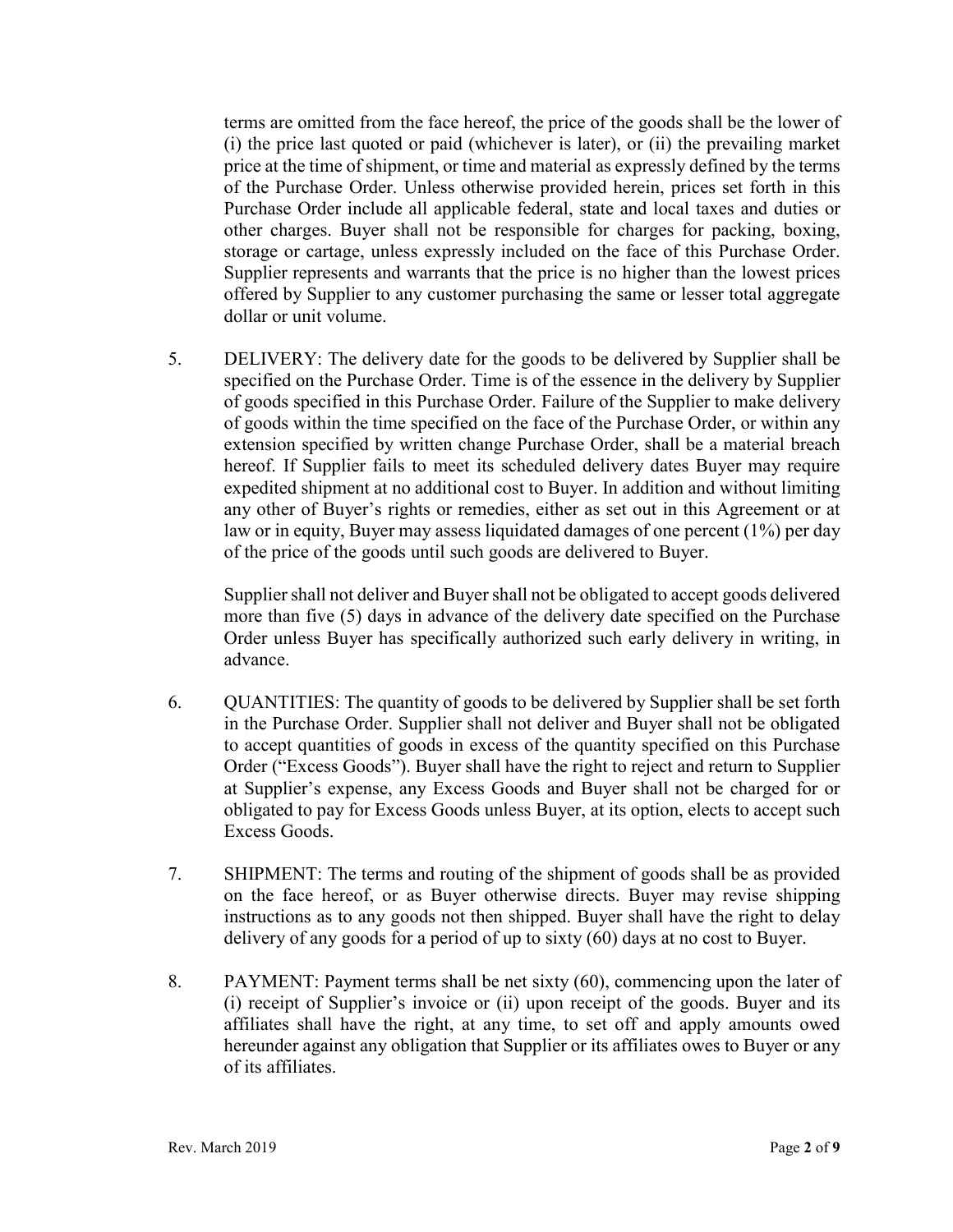terms are omitted from the face hereof, the price of the goods shall be the lower of (i) the price last quoted or paid (whichever is later), or (ii) the prevailing market price at the time of shipment, or time and material as expressly defined by the terms of the Purchase Order. Unless otherwise provided herein, prices set forth in this Purchase Order include all applicable federal, state and local taxes and duties or other charges. Buyer shall not be responsible for charges for packing, boxing, storage or cartage, unless expressly included on the face of this Purchase Order. Supplier represents and warrants that the price is no higher than the lowest prices offered by Supplier to any customer purchasing the same or lesser total aggregate dollar or unit volume.

5. DELIVERY: The delivery date for the goods to be delivered by Supplier shall be specified on the Purchase Order. Time is of the essence in the delivery by Supplier of goods specified in this Purchase Order. Failure of the Supplier to make delivery of goods within the time specified on the face of the Purchase Order, or within any extension specified by written change Purchase Order, shall be a material breach hereof. If Supplier fails to meet its scheduled delivery dates Buyer may require expedited shipment at no additional cost to Buyer. In addition and without limiting any other of Buyer's rights or remedies, either as set out in this Agreement or at law or in equity, Buyer may assess liquidated damages of one percent (1%) per day of the price of the goods until such goods are delivered to Buyer.

   Supplier shall not deliver and Buyer shall not be obligated to accept goods delivered more than five (5) days in advance of the delivery date specified on the Purchase Order unless Buyer has specifically authorized such early delivery in writing, in advance.

6. QUANTITIES: The quantity of goods to be delivered by Supplier shall be set forth in the Purchase Order. Supplier shall not deliver and Buyer shall not be obligated to accept quantities of goods in excess of the quantity specified on this Purchase Order ("Excess Goods"). Buyer shall have the right to reject and return to Supplier at Supplier's expense, any Excess Goods and Buyer shall not be charged for or obligated to pay for Excess Goods unless Buyer, at its option, elects to accept such Excess Goods.

7. SHIPMENT: The terms and routing of the shipment of goods shall be as provided on the face hereof, or as Buyer otherwise directs. Buyer may revise shipping instructions as to any goods not then shipped. Buyer shall have the right to delay delivery of any goods for a period of up to sixty (60) days at no cost to Buyer.

8. PAYMENT: Payment terms shall be net sixty (60), commencing upon the later of (i) receipt of Supplier's invoice or (ii) upon receipt of the goods. Buyer and its affiliates shall have the right, at any time, to set off and apply amounts owed hereunder against any obligation that Supplier or its affiliates owes to Buyer or any of its affiliates.

Rev. March 2019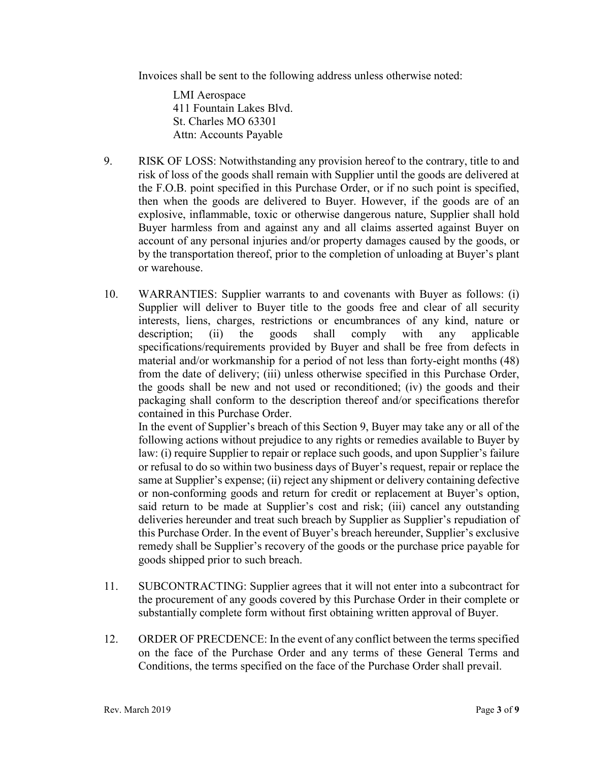Invoices shall be sent to the following address unless otherwise noted:

> LMI Aerospace
> 411 Fountain Lakes Blvd.
> St. Charles MO 63301
> Attn: Accounts Payable

9. RISK OF LOSS: Notwithstanding any provision hereof to the contrary, title to and risk of loss of the goods shall remain with Supplier until the goods are delivered at the F.O.B. point specified in this Purchase Order, or if no such point is specified, then when the goods are delivered to Buyer. However, if the goods are of an explosive, inflammable, toxic or otherwise dangerous nature, Supplier shall hold Buyer harmless from and against any and all claims asserted against Buyer on account of any personal injuries and/or property damages caused by the goods, or by the transportation thereof, prior to the completion of unloading at Buyer's plant or warehouse.

10. WARRANTIES: Supplier warrants to and covenants with Buyer as follows: (i) Supplier will deliver to Buyer title to the goods free and clear of all security interests, liens, charges, restrictions or encumbrances of any kind, nature or description; (ii) the goods shall comply with any applicable specifications/requirements provided by Buyer and shall be free from defects in material and/or workmanship for a period of not less than forty-eight months (48) from the date of delivery; (iii) unless otherwise specified in this Purchase Order, the goods shall be new and not used or reconditioned; (iv) the goods and their packaging shall conform to the description thereof and/or specifications therefor contained in this Purchase Order.
In the event of Supplier's breach of this Section 9, Buyer may take any or all of the following actions without prejudice to any rights or remedies available to Buyer by law: (i) require Supplier to repair or replace such goods, and upon Supplier's failure or refusal to do so within two business days of Buyer's request, repair or replace the same at Supplier's expense; (ii) reject any shipment or delivery containing defective or non-conforming goods and return for credit or replacement at Buyer's option, said return to be made at Supplier's cost and risk; (iii) cancel any outstanding deliveries hereunder and treat such breach by Supplier as Supplier's repudiation of this Purchase Order. In the event of Buyer's breach hereunder, Supplier's exclusive remedy shall be Supplier's recovery of the goods or the purchase price payable for goods shipped prior to such breach.

11. SUBCONTRACTING: Supplier agrees that it will not enter into a subcontract for the procurement of any goods covered by this Purchase Order in their complete or substantially complete form without first obtaining written approval of Buyer.

12. ORDER OF PRECDENCE: In the event of any conflict between the terms specified on the face of the Purchase Order and any terms of these General Terms and Conditions, the terms specified on the face of the Purchase Order shall prevail.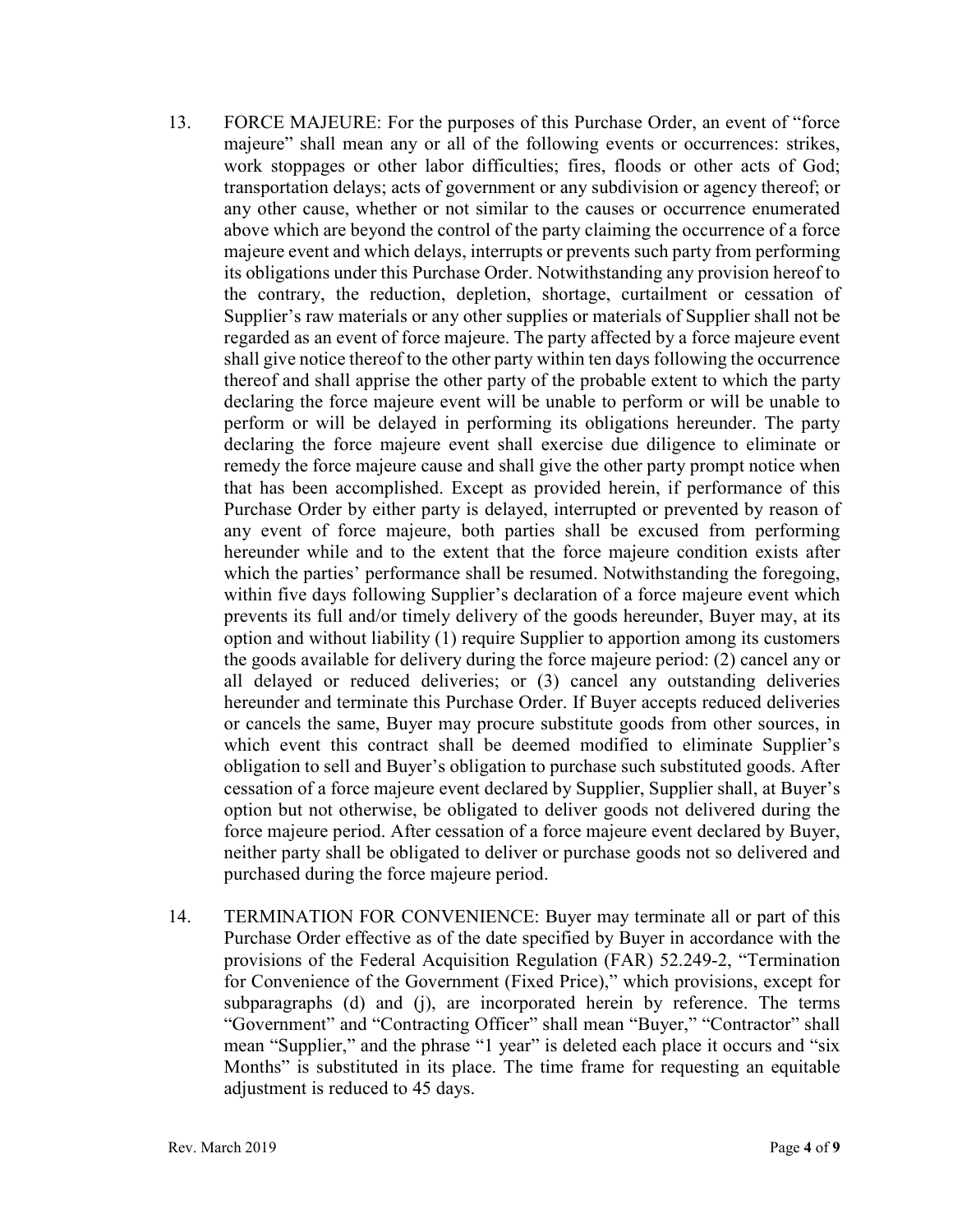13. FORCE MAJEURE: For the purposes of this Purchase Order, an event of "force majeure" shall mean any or all of the following events or occurrences: strikes, work stoppages or other labor difficulties; fires, floods or other acts of God; transportation delays; acts of government or any subdivision or agency thereof; or any other cause, whether or not similar to the causes or occurrence enumerated above which are beyond the control of the party claiming the occurrence of a force majeure event and which delays, interrupts or prevents such party from performing its obligations under this Purchase Order. Notwithstanding any provision hereof to the contrary, the reduction, depletion, shortage, curtailment or cessation of Supplier's raw materials or any other supplies or materials of Supplier shall not be regarded as an event of force majeure. The party affected by a force majeure event shall give notice thereof to the other party within ten days following the occurrence thereof and shall apprise the other party of the probable extent to which the party declaring the force majeure event will be unable to perform or will be unable to perform or will be delayed in performing its obligations hereunder. The party declaring the force majeure event shall exercise due diligence to eliminate or remedy the force majeure cause and shall give the other party prompt notice when that has been accomplished. Except as provided herein, if performance of this Purchase Order by either party is delayed, interrupted or prevented by reason of any event of force majeure, both parties shall be excused from performing hereunder while and to the extent that the force majeure condition exists after which the parties' performance shall be resumed. Notwithstanding the foregoing, within five days following Supplier's declaration of a force majeure event which prevents its full and/or timely delivery of the goods hereunder, Buyer may, at its option and without liability (1) require Supplier to apportion among its customers the goods available for delivery during the force majeure period: (2) cancel any or all delayed or reduced deliveries; or (3) cancel any outstanding deliveries hereunder and terminate this Purchase Order. If Buyer accepts reduced deliveries or cancels the same, Buyer may procure substitute goods from other sources, in which event this contract shall be deemed modified to eliminate Supplier's obligation to sell and Buyer's obligation to purchase such substituted goods. After cessation of a force majeure event declared by Supplier, Supplier shall, at Buyer's option but not otherwise, be obligated to deliver goods not delivered during the force majeure period. After cessation of a force majeure event declared by Buyer, neither party shall be obligated to deliver or purchase goods not so delivered and purchased during the force majeure period.

14. TERMINATION FOR CONVENIENCE: Buyer may terminate all or part of this Purchase Order effective as of the date specified by Buyer in accordance with the provisions of the Federal Acquisition Regulation (FAR) 52.249-2, "Termination for Convenience of the Government (Fixed Price)," which provisions, except for subparagraphs (d) and (j), are incorporated herein by reference. The terms "Government" and "Contracting Officer" shall mean "Buyer," "Contractor" shall mean "Supplier," and the phrase "1 year" is deleted each place it occurs and "six Months" is substituted in its place. The time frame for requesting an equitable adjustment is reduced to 45 days.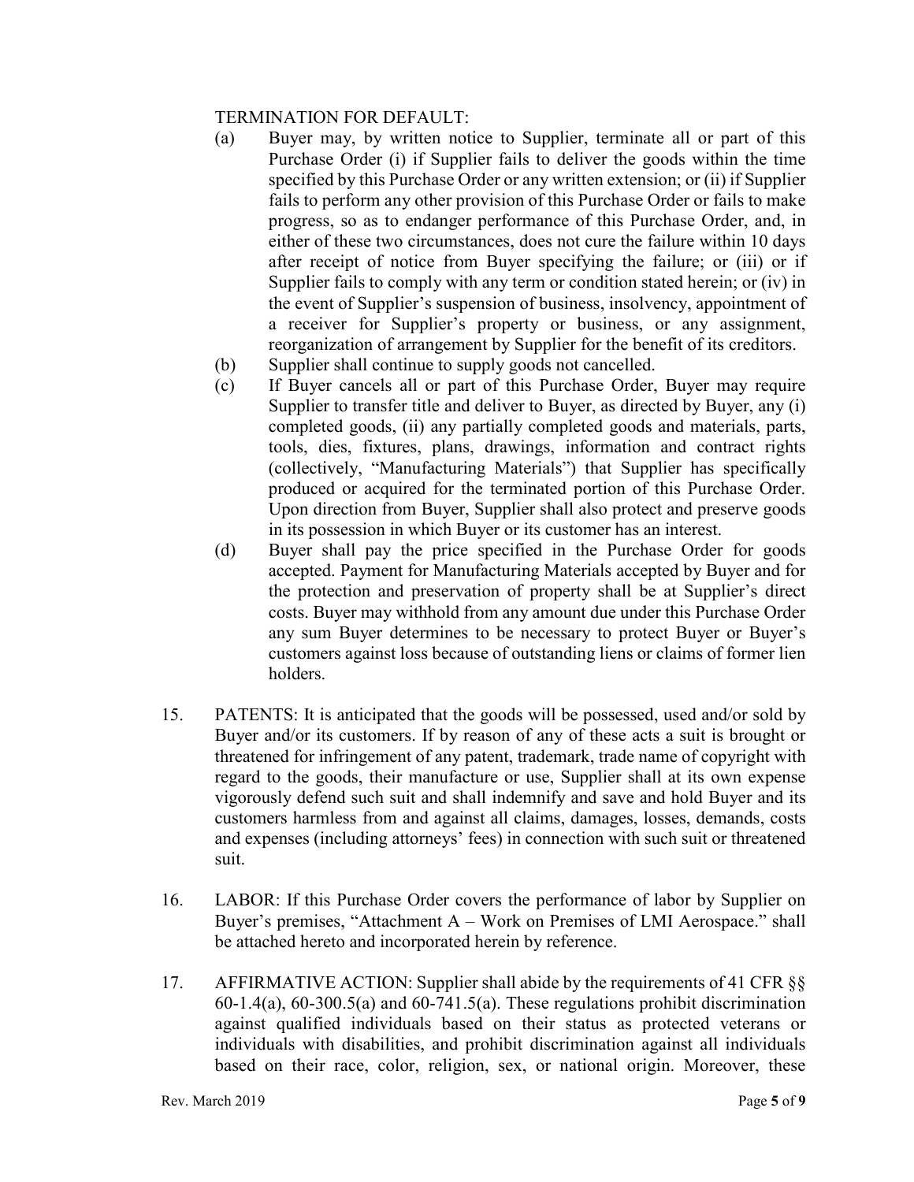TERMINATION FOR DEFAULT:

(a) Buyer may, by written notice to Supplier, terminate all or part of this Purchase Order (i) if Supplier fails to deliver the goods within the time specified by this Purchase Order or any written extension; or (ii) if Supplier fails to perform any other provision of this Purchase Order or fails to make progress, so as to endanger performance of this Purchase Order, and, in either of these two circumstances, does not cure the failure within 10 days after receipt of notice from Buyer specifying the failure; or (iii) or if Supplier fails to comply with any term or condition stated herein; or (iv) in the event of Supplier's suspension of business, insolvency, appointment of a receiver for Supplier's property or business, or any assignment, reorganization of arrangement by Supplier for the benefit of its creditors.

(b) Supplier shall continue to supply goods not cancelled.

(c) If Buyer cancels all or part of this Purchase Order, Buyer may require Supplier to transfer title and deliver to Buyer, as directed by Buyer, any (i) completed goods, (ii) any partially completed goods and materials, parts, tools, dies, fixtures, plans, drawings, information and contract rights (collectively, "Manufacturing Materials") that Supplier has specifically produced or acquired for the terminated portion of this Purchase Order. Upon direction from Buyer, Supplier shall also protect and preserve goods in its possession in which Buyer or its customer has an interest.

(d) Buyer shall pay the price specified in the Purchase Order for goods accepted. Payment for Manufacturing Materials accepted by Buyer and for the protection and preservation of property shall be at Supplier's direct costs. Buyer may withhold from any amount due under this Purchase Order any sum Buyer determines to be necessary to protect Buyer or Buyer's customers against loss because of outstanding liens or claims of former lien holders.

15. PATENTS: It is anticipated that the goods will be possessed, used and/or sold by Buyer and/or its customers. If by reason of any of these acts a suit is brought or threatened for infringement of any patent, trademark, trade name of copyright with regard to the goods, their manufacture or use, Supplier shall at its own expense vigorously defend such suit and shall indemnify and save and hold Buyer and its customers harmless from and against all claims, damages, losses, demands, costs and expenses (including attorneys' fees) in connection with such suit or threatened suit.

16. LABOR: If this Purchase Order covers the performance of labor by Supplier on Buyer's premises, "Attachment A – Work on Premises of LMI Aerospace." shall be attached hereto and incorporated herein by reference.

17. AFFIRMATIVE ACTION: Supplier shall abide by the requirements of 41 CFR §§ 60-1.4(a), 60-300.5(a) and 60-741.5(a). These regulations prohibit discrimination against qualified individuals based on their status as protected veterans or individuals with disabilities, and prohibit discrimination against all individuals based on their race, color, religion, sex, or national origin. Moreover, these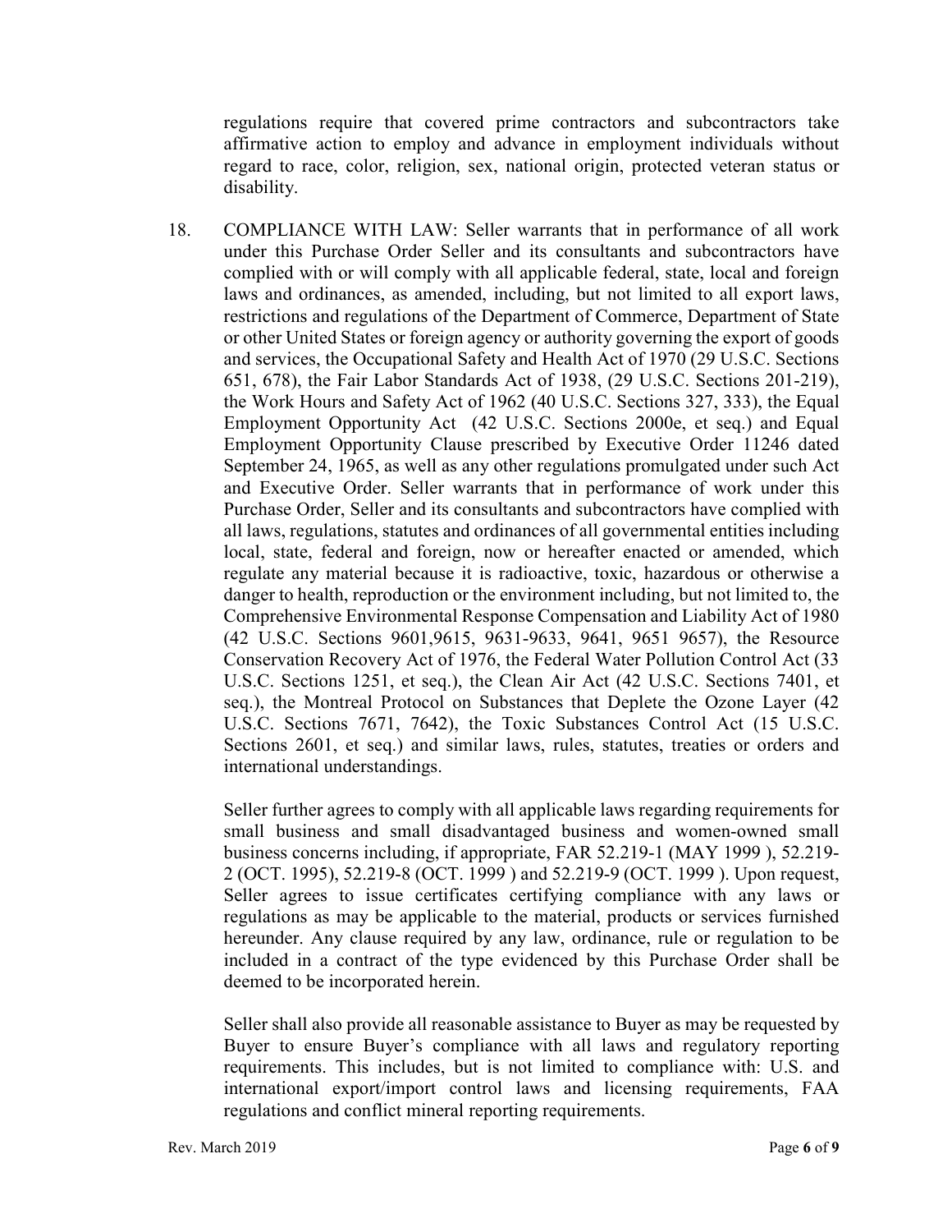regulations require that covered prime contractors and subcontractors take affirmative action to employ and advance in employment individuals without regard to race, color, religion, sex, national origin, protected veteran status or disability.

18. COMPLIANCE WITH LAW: Seller warrants that in performance of all work under this Purchase Order Seller and its consultants and subcontractors have complied with or will comply with all applicable federal, state, local and foreign laws and ordinances, as amended, including, but not limited to all export laws, restrictions and regulations of the Department of Commerce, Department of State or other United States or foreign agency or authority governing the export of goods and services, the Occupational Safety and Health Act of 1970 (29 U.S.C. Sections 651, 678), the Fair Labor Standards Act of 1938, (29 U.S.C. Sections 201-219), the Work Hours and Safety Act of 1962 (40 U.S.C. Sections 327, 333), the Equal Employment Opportunity Act (42 U.S.C. Sections 2000e, et seq.) and Equal Employment Opportunity Clause prescribed by Executive Order 11246 dated September 24, 1965, as well as any other regulations promulgated under such Act and Executive Order. Seller warrants that in performance of work under this Purchase Order, Seller and its consultants and subcontractors have complied with all laws, regulations, statutes and ordinances of all governmental entities including local, state, federal and foreign, now or hereafter enacted or amended, which regulate any material because it is radioactive, toxic, hazardous or otherwise a danger to health, reproduction or the environment including, but not limited to, the Comprehensive Environmental Response Compensation and Liability Act of 1980 (42 U.S.C. Sections 9601,9615, 9631-9633, 9641, 9651 9657), the Resource Conservation Recovery Act of 1976, the Federal Water Pollution Control Act (33 U.S.C. Sections 1251, et seq.), the Clean Air Act (42 U.S.C. Sections 7401, et seq.), the Montreal Protocol on Substances that Deplete the Ozone Layer (42 U.S.C. Sections 7671, 7642), the Toxic Substances Control Act (15 U.S.C. Sections 2601, et seq.) and similar laws, rules, statutes, treaties or orders and international understandings.

    Seller further agrees to comply with all applicable laws regarding requirements for small business and small disadvantaged business and women-owned small business concerns including, if appropriate, FAR 52.219-1 (MAY 1999 ), 52.219-2 (OCT. 1995), 52.219-8 (OCT. 1999 ) and 52.219-9 (OCT. 1999 ). Upon request, Seller agrees to issue certificates certifying compliance with any laws or regulations as may be applicable to the material, products or services furnished hereunder. Any clause required by any law, ordinance, rule or regulation to be included in a contract of the type evidenced by this Purchase Order shall be deemed to be incorporated herein.

    Seller shall also provide all reasonable assistance to Buyer as may be requested by Buyer to ensure Buyer's compliance with all laws and regulatory reporting requirements. This includes, but is not limited to compliance with: U.S. and international export/import control laws and licensing requirements, FAA regulations and conflict mineral reporting requirements.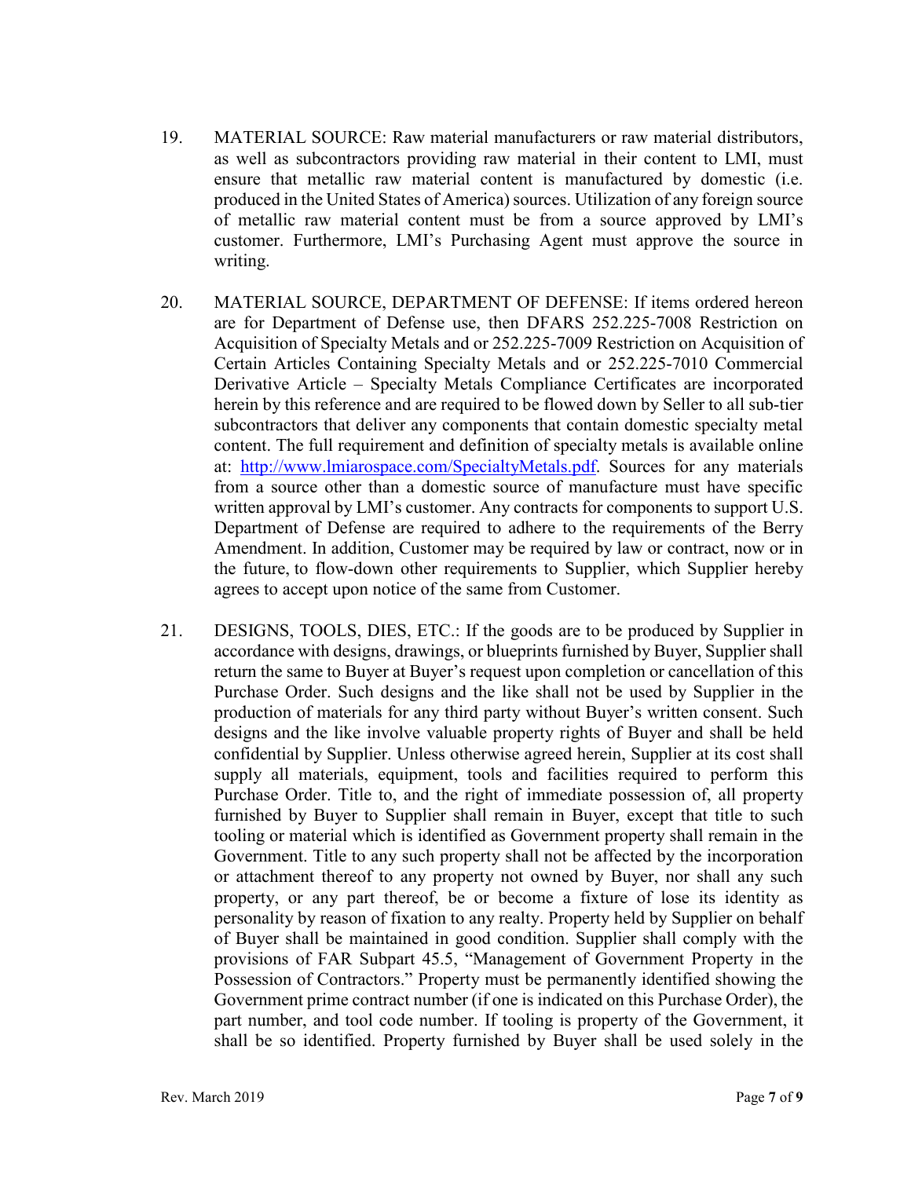19. MATERIAL SOURCE: Raw material manufacturers or raw material distributors, as well as subcontractors providing raw material in their content to LMI, must ensure that metallic raw material content is manufactured by domestic (i.e. produced in the United States of America) sources. Utilization of any foreign source of metallic raw material content must be from a source approved by LMI's customer. Furthermore, LMI's Purchasing Agent must approve the source in writing.

20. MATERIAL SOURCE, DEPARTMENT OF DEFENSE: If items ordered hereon are for Department of Defense use, then DFARS 252.225-7008 Restriction on Acquisition of Specialty Metals and or 252.225-7009 Restriction on Acquisition of Certain Articles Containing Specialty Metals and or 252.225-7010 Commercial Derivative Article – Specialty Metals Compliance Certificates are incorporated herein by this reference and are required to be flowed down by Seller to all sub-tier subcontractors that deliver any components that contain domestic specialty metal content. The full requirement and definition of specialty metals is available online at: [http://www.lmiarospace.com/SpecialtyMetals.pdf](http://www.lmiarospace.com/SpecialtyMetals.pdf). Sources for any materials from a source other than a domestic source of manufacture must have specific written approval by LMI's customer. Any contracts for components to support U.S. Department of Defense are required to adhere to the requirements of the Berry Amendment. In addition, Customer may be required by law or contract, now or in the future, to flow-down other requirements to Supplier, which Supplier hereby agrees to accept upon notice of the same from Customer.

21. DESIGNS, TOOLS, DIES, ETC.: If the goods are to be produced by Supplier in accordance with designs, drawings, or blueprints furnished by Buyer, Supplier shall return the same to Buyer at Buyer's request upon completion or cancellation of this Purchase Order. Such designs and the like shall not be used by Supplier in the production of materials for any third party without Buyer's written consent. Such designs and the like involve valuable property rights of Buyer and shall be held confidential by Supplier. Unless otherwise agreed herein, Supplier at its cost shall supply all materials, equipment, tools and facilities required to perform this Purchase Order. Title to, and the right of immediate possession of, all property furnished by Buyer to Supplier shall remain in Buyer, except that title to such tooling or material which is identified as Government property shall remain in the Government. Title to any such property shall not be affected by the incorporation or attachment thereof to any property not owned by Buyer, nor shall any such property, or any part thereof, be or become a fixture of lose its identity as personality by reason of fixation to any realty. Property held by Supplier on behalf of Buyer shall be maintained in good condition. Supplier shall comply with the provisions of FAR Subpart 45.5, "Management of Government Property in the Possession of Contractors." Property must be permanently identified showing the Government prime contract number (if one is indicated on this Purchase Order), the part number, and tool code number. If tooling is property of the Government, it shall be so identified. Property furnished by Buyer shall be used solely in the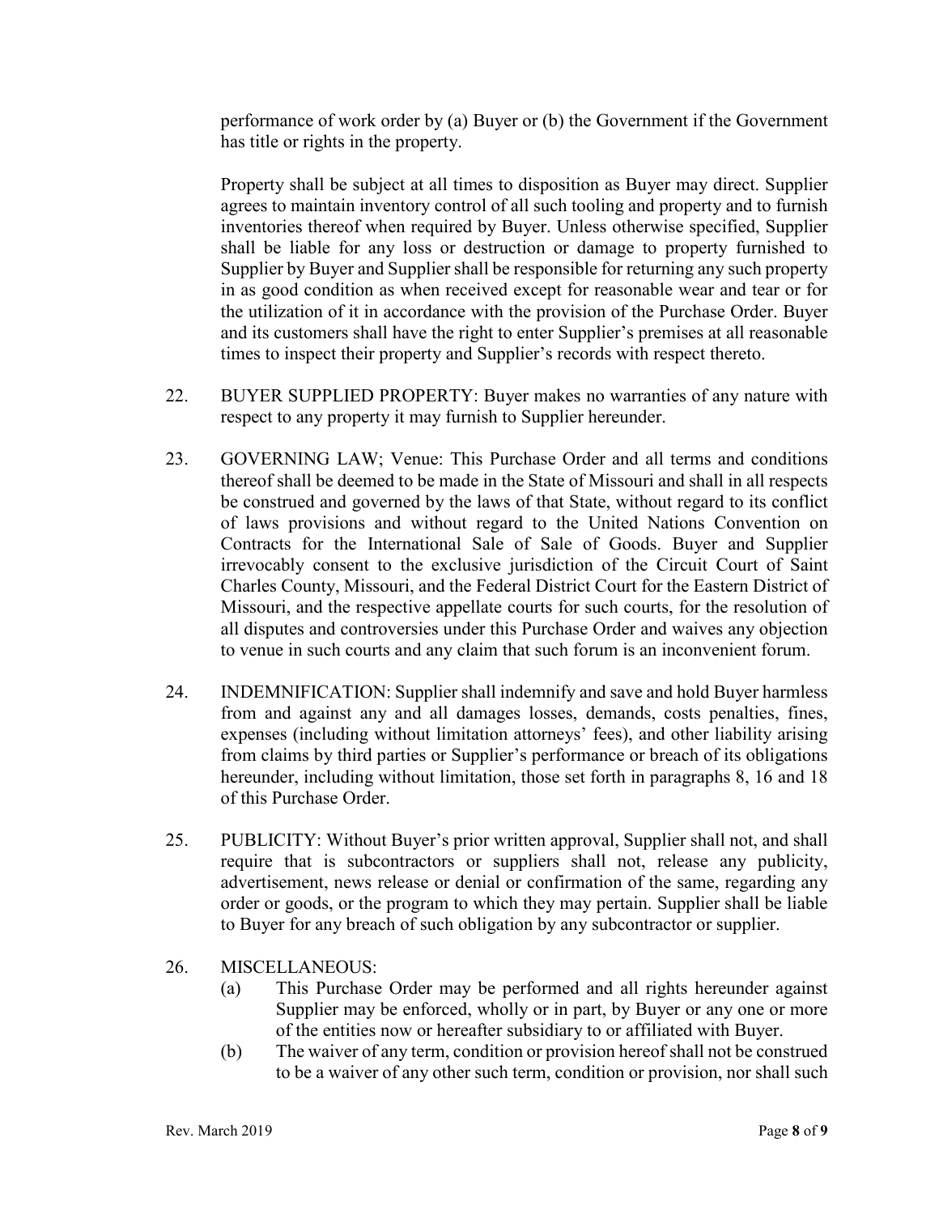performance of work order by (a) Buyer or (b) the Government if the Government has title or rights in the property.

Property shall be subject at all times to disposition as Buyer may direct. Supplier agrees to maintain inventory control of all such tooling and property and to furnish inventories thereof when required by Buyer. Unless otherwise specified, Supplier shall be liable for any loss or destruction or damage to property furnished to Supplier by Buyer and Supplier shall be responsible for returning any such property in as good condition as when received except for reasonable wear and tear or for the utilization of it in accordance with the provision of the Purchase Order. Buyer and its customers shall have the right to enter Supplier's premises at all reasonable times to inspect their property and Supplier's records with respect thereto.

22. BUYER SUPPLIED PROPERTY: Buyer makes no warranties of any nature with respect to any property it may furnish to Supplier hereunder.

23. GOVERNING LAW; Venue: This Purchase Order and all terms and conditions thereof shall be deemed to be made in the State of Missouri and shall in all respects be construed and governed by the laws of that State, without regard to its conflict of laws provisions and without regard to the United Nations Convention on Contracts for the International Sale of Sale of Goods. Buyer and Supplier irrevocably consent to the exclusive jurisdiction of the Circuit Court of Saint Charles County, Missouri, and the Federal District Court for the Eastern District of Missouri, and the respective appellate courts for such courts, for the resolution of all disputes and controversies under this Purchase Order and waives any objection to venue in such courts and any claim that such forum is an inconvenient forum.

24. INDEMNIFICATION: Supplier shall indemnify and save and hold Buyer harmless from and against any and all damages losses, demands, costs penalties, fines, expenses (including without limitation attorneys' fees), and other liability arising from claims by third parties or Supplier's performance or breach of its obligations hereunder, including without limitation, those set forth in paragraphs 8, 16 and 18 of this Purchase Order.

25. PUBLICITY: Without Buyer's prior written approval, Supplier shall not, and shall require that is subcontractors or suppliers shall not, release any publicity, advertisement, news release or denial or confirmation of the same, regarding any order or goods, or the program to which they may pertain. Supplier shall be liable to Buyer for any breach of such obligation by any subcontractor or supplier.

26. MISCELLANEOUS:
   (a) This Purchase Order may be performed and all rights hereunder against Supplier may be enforced, wholly or in part, by Buyer or any one or more of the entities now or hereafter subsidiary to or affiliated with Buyer.
   (b) The waiver of any term, condition or provision hereof shall not be construed to be a waiver of any other such term, condition or provision, nor shall such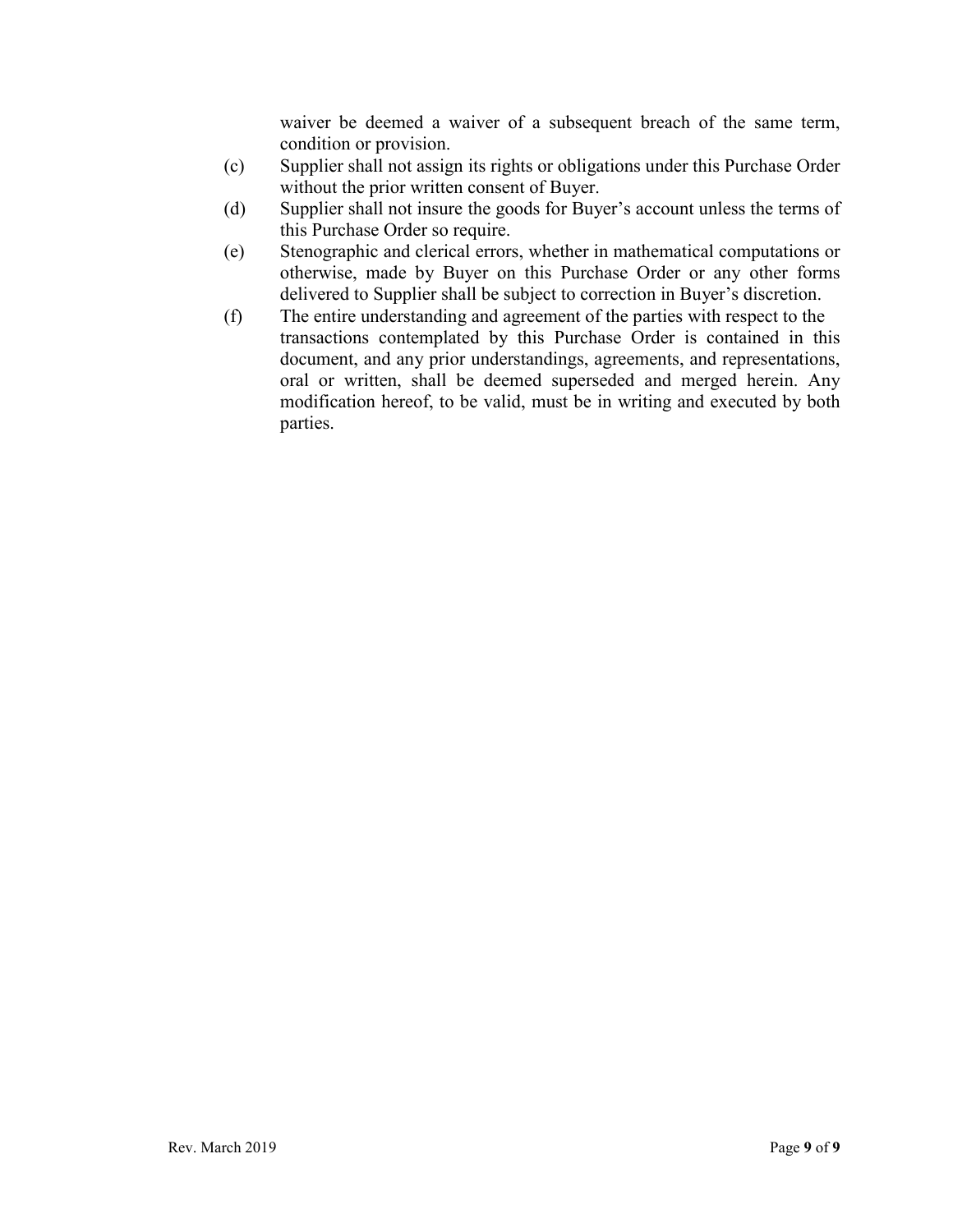waiver be deemed a waiver of a subsequent breach of the same term, condition or provision.

(c) Supplier shall not assign its rights or obligations under this Purchase Order without the prior written consent of Buyer.

(d) Supplier shall not insure the goods for Buyer's account unless the terms of this Purchase Order so require.

(e) Stenographic and clerical errors, whether in mathematical computations or otherwise, made by Buyer on this Purchase Order or any other forms delivered to Supplier shall be subject to correction in Buyer's discretion.

(f) The entire understanding and agreement of the parties with respect to the transactions contemplated by this Purchase Order is contained in this document, and any prior understandings, agreements, and representations, oral or written, shall be deemed superseded and merged herein. Any modification hereof, to be valid, must be in writing and executed by both parties.